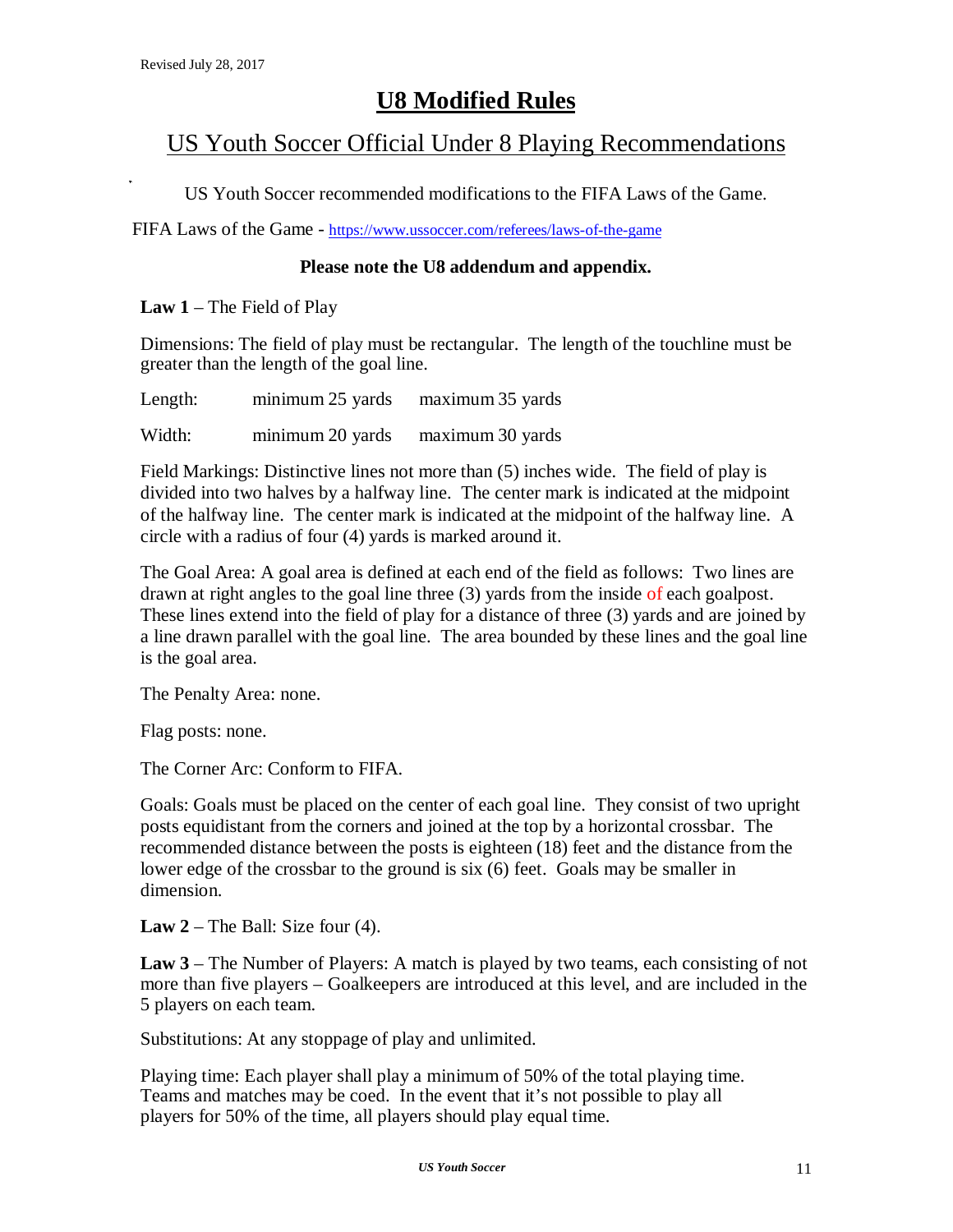Revised July 28, 2017

# U8 Modified Rules

## US Youth Soccer Official Under 8 Playing Recommendations

US Youth Soccer recommended modifications to the FIFA Laws of the Game.

FIFA Laws of the Game - https://www.ussoccer.com/referees/laws-of-the-game

**Please note the U8 addendum and appendix.**

**Law 1** – The Field of Play

Dimensions: The field of play must be rectangular. The length of the touchline must be greater than the length of the goal line.

| | | |
|---|---|---|
| Length: | minimum 25 yards | maximum 35 yards |
| Width: | minimum 20 yards | maximum 30 yards |

Field Markings: Distinctive lines not more than (5) inches wide. The field of play is divided into two halves by a halfway line. The center mark is indicated at the midpoint of the halfway line. The center mark is indicated at the midpoint of the halfway line. A circle with a radius of four (4) yards is marked around it.

The Goal Area: A goal area is defined at each end of the field as follows: Two lines are drawn at right angles to the goal line three (3) yards from the inside of each goalpost. These lines extend into the field of play for a distance of three (3) yards and are joined by a line drawn parallel with the goal line. The area bounded by these lines and the goal line is the goal area.

The Penalty Area: none.

Flag posts: none.

The Corner Arc: Conform to FIFA.

Goals: Goals must be placed on the center of each goal line. They consist of two upright posts equidistant from the corners and joined at the top by a horizontal crossbar. The recommended distance between the posts is eighteen (18) feet and the distance from the lower edge of the crossbar to the ground is six (6) feet. Goals may be smaller in dimension.

**Law 2** – The Ball: Size four (4).

**Law 3** – The Number of Players: A match is played by two teams, each consisting of not more than five players – Goalkeepers are introduced at this level, and are included in the 5 players on each team.

Substitutions: At any stoppage of play and unlimited.

Playing time: Each player shall play a minimum of 50% of the total playing time. Teams and matches may be coed. In the event that it's not possible to play all players for 50% of the time, all players should play equal time.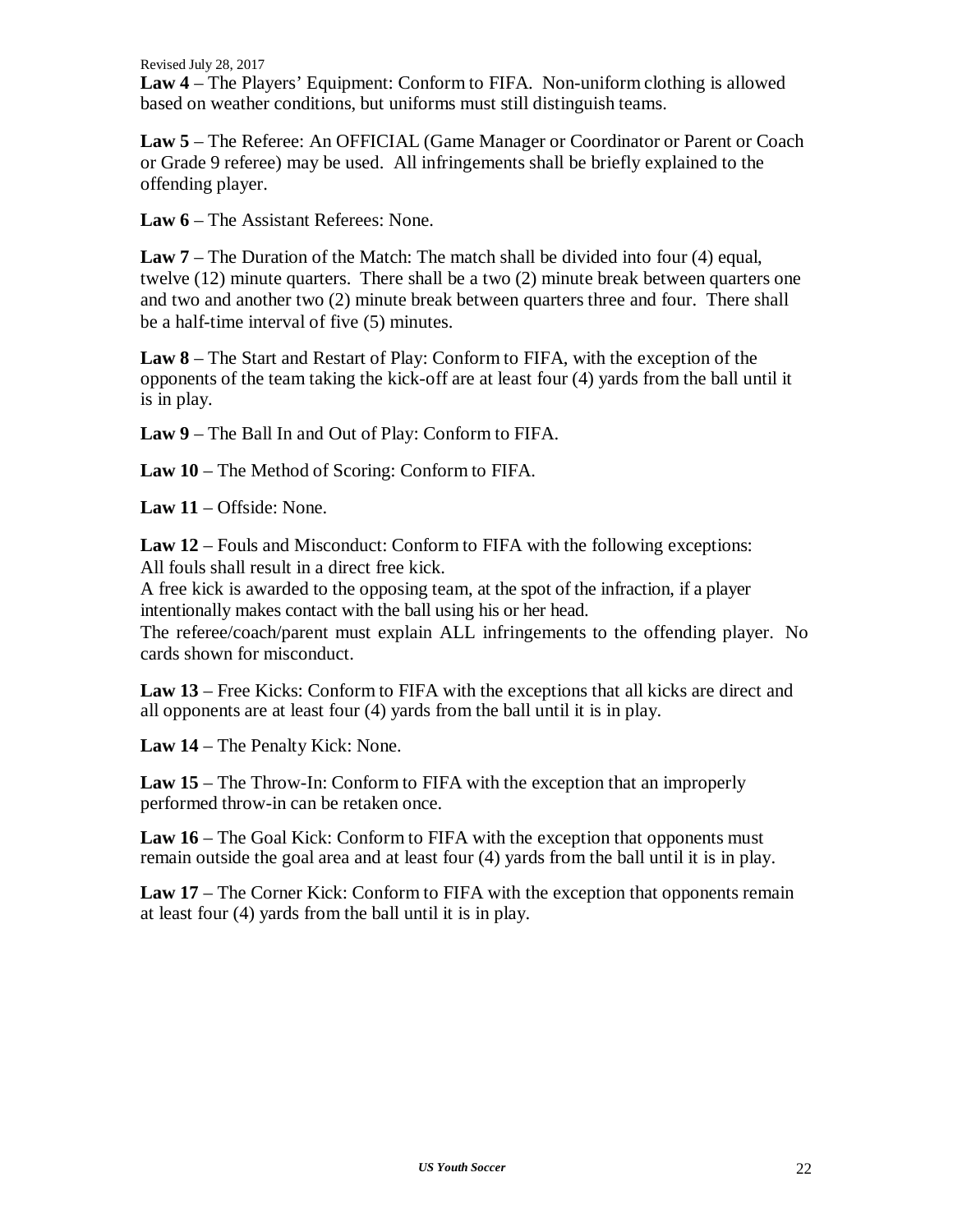**Law 4** – The Players' Equipment: Conform to FIFA. Non-uniform clothing is allowed based on weather conditions, but uniforms must still distinguish teams.

**Law 5** – The Referee: An OFFICIAL (Game Manager or Coordinator or Parent or Coach or Grade 9 referee) may be used. All infringements shall be briefly explained to the offending player.

**Law 6** – The Assistant Referees: None.

**Law 7** – The Duration of the Match: The match shall be divided into four (4) equal, twelve (12) minute quarters. There shall be a two (2) minute break between quarters one and two and another two (2) minute break between quarters three and four. There shall be a half-time interval of five (5) minutes.

**Law 8** – The Start and Restart of Play: Conform to FIFA, with the exception of the opponents of the team taking the kick-off are at least four (4) yards from the ball until it is in play.

**Law 9** – The Ball In and Out of Play: Conform to FIFA.

**Law 10** – The Method of Scoring: Conform to FIFA.

**Law 11** – Offside: None.

**Law 12** – Fouls and Misconduct: Conform to FIFA with the following exceptions:
All fouls shall result in a direct free kick.
A free kick is awarded to the opposing team, at the spot of the infraction, if a player intentionally makes contact with the ball using his or her head.
The referee/coach/parent must explain ALL infringements to the offending player. No cards shown for misconduct.

**Law 13** – Free Kicks: Conform to FIFA with the exceptions that all kicks are direct and all opponents are at least four (4) yards from the ball until it is in play.

**Law 14** – The Penalty Kick: None.

**Law 15** – The Throw-In: Conform to FIFA with the exception that an improperly performed throw-in can be retaken once.

**Law 16** – The Goal Kick: Conform to FIFA with the exception that opponents must remain outside the goal area and at least four (4) yards from the ball until it is in play.

**Law 17** – The Corner Kick: Conform to FIFA with the exception that opponents remain at least four (4) yards from the ball until it is in play.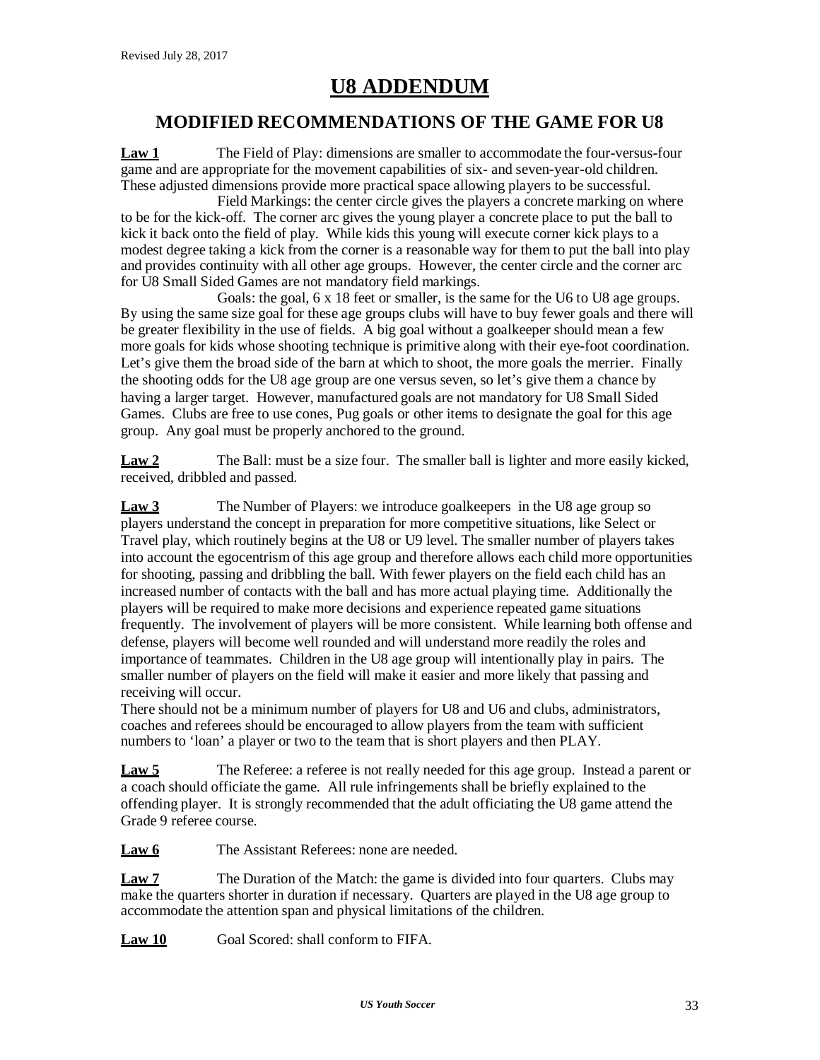# U8 ADDENDUM

## MODIFIED RECOMMENDATIONS OF THE GAME FOR U8

**Law 1** The Field of Play: dimensions are smaller to accommodate the four-versus-four game and are appropriate for the movement capabilities of six- and seven-year-old children. These adjusted dimensions provide more practical space allowing players to be successful.

Field Markings: the center circle gives the players a concrete marking on where to be for the kick-off. The corner arc gives the young player a concrete place to put the ball to kick it back onto the field of play. While kids this young will execute corner kick plays to a modest degree taking a kick from the corner is a reasonable way for them to put the ball into play and provides continuity with all other age groups. However, the center circle and the corner arc for U8 Small Sided Games are not mandatory field markings.

Goals: the goal, 6 x 18 feet or smaller, is the same for the U6 to U8 age groups. By using the same size goal for these age groups clubs will have to buy fewer goals and there will be greater flexibility in the use of fields. A big goal without a goalkeeper should mean a few more goals for kids whose shooting technique is primitive along with their eye-foot coordination. Let's give them the broad side of the barn at which to shoot, the more goals the merrier. Finally the shooting odds for the U8 age group are one versus seven, so let's give them a chance by having a larger target. However, manufactured goals are not mandatory for U8 Small Sided Games. Clubs are free to use cones, Pug goals or other items to designate the goal for this age group. Any goal must be properly anchored to the ground.

**Law 2** The Ball: must be a size four. The smaller ball is lighter and more easily kicked, received, dribbled and passed.

**Law 3** The Number of Players: we introduce goalkeepers in the U8 age group so players understand the concept in preparation for more competitive situations, like Select or Travel play, which routinely begins at the U8 or U9 level. The smaller number of players takes into account the egocentrism of this age group and therefore allows each child more opportunities for shooting, passing and dribbling the ball. With fewer players on the field each child has an increased number of contacts with the ball and has more actual playing time. Additionally the players will be required to make more decisions and experience repeated game situations frequently. The involvement of players will be more consistent. While learning both offense and defense, players will become well rounded and will understand more readily the roles and importance of teammates. Children in the U8 age group will intentionally play in pairs. The smaller number of players on the field will make it easier and more likely that passing and receiving will occur.

There should not be a minimum number of players for U8 and U6 and clubs, administrators, coaches and referees should be encouraged to allow players from the team with sufficient numbers to 'loan' a player or two to the team that is short players and then PLAY.

**Law 5** The Referee: a referee is not really needed for this age group. Instead a parent or a coach should officiate the game. All rule infringements shall be briefly explained to the offending player. It is strongly recommended that the adult officiating the U8 game attend the Grade 9 referee course.

**Law 6** The Assistant Referees: none are needed.

**Law 7** The Duration of the Match: the game is divided into four quarters. Clubs may make the quarters shorter in duration if necessary. Quarters are played in the U8 age group to accommodate the attention span and physical limitations of the children.

**Law 10** Goal Scored: shall conform to FIFA.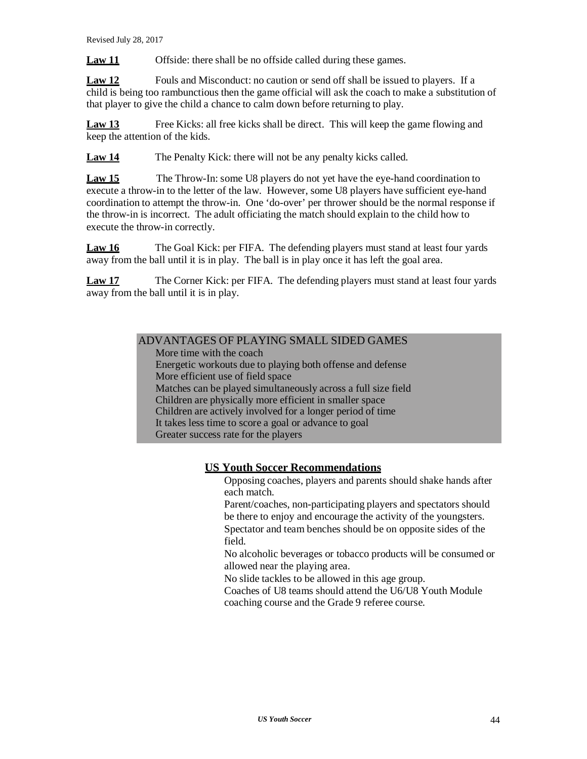**Law 11** Offside: there shall be no offside called during these games.

**Law 12** Fouls and Misconduct: no caution or send off shall be issued to players. If a child is being too rambunctious then the game official will ask the coach to make a substitution of that player to give the child a chance to calm down before returning to play.

**Law 13** Free Kicks: all free kicks shall be direct. This will keep the game flowing and keep the attention of the kids.

**Law 14** The Penalty Kick: there will not be any penalty kicks called.

**Law 15** The Throw-In: some U8 players do not yet have the eye-hand coordination to execute a throw-in to the letter of the law. However, some U8 players have sufficient eye-hand coordination to attempt the throw-in. One 'do-over' per thrower should be the normal response if the throw-in is incorrect. The adult officiating the match should explain to the child how to execute the throw-in correctly.

**Law 16** The Goal Kick: per FIFA. The defending players must stand at least four yards away from the ball until it is in play. The ball is in play once it has left the goal area.

**Law 17** The Corner Kick: per FIFA. The defending players must stand at least four yards away from the ball until it is in play.

ADVANTAGES OF PLAYING SMALL SIDED GAMES

- More time with the coach
- Energetic workouts due to playing both offense and defense
- More efficient use of field space
- Matches can be played simultaneously across a full size field
- Children are physically more efficient in smaller space
- Children are actively involved for a longer period of time
- It takes less time to score a goal or advance to goal
- Greater success rate for the players

## US Youth Soccer Recommendations

- Opposing coaches, players and parents should shake hands after each match.
- Parent/coaches, non-participating players and spectators should be there to enjoy and encourage the activity of the youngsters.
- Spectator and team benches should be on opposite sides of the field.
- No alcoholic beverages or tobacco products will be consumed or allowed near the playing area.
- No slide tackles to be allowed in this age group.
- Coaches of U8 teams should attend the U6/U8 Youth Module coaching course and the Grade 9 referee course.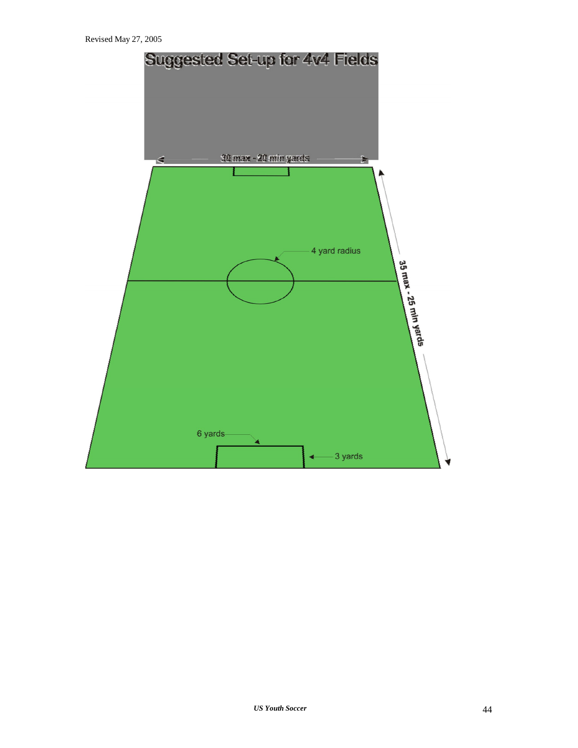Revised May 27, 2005

# Suggested Set-up for 4v4 Fields

30 max - 20 min yards

4 yard radius

35 max - 25 min yards

6 yards

3 yards

*US Youth Soccer*